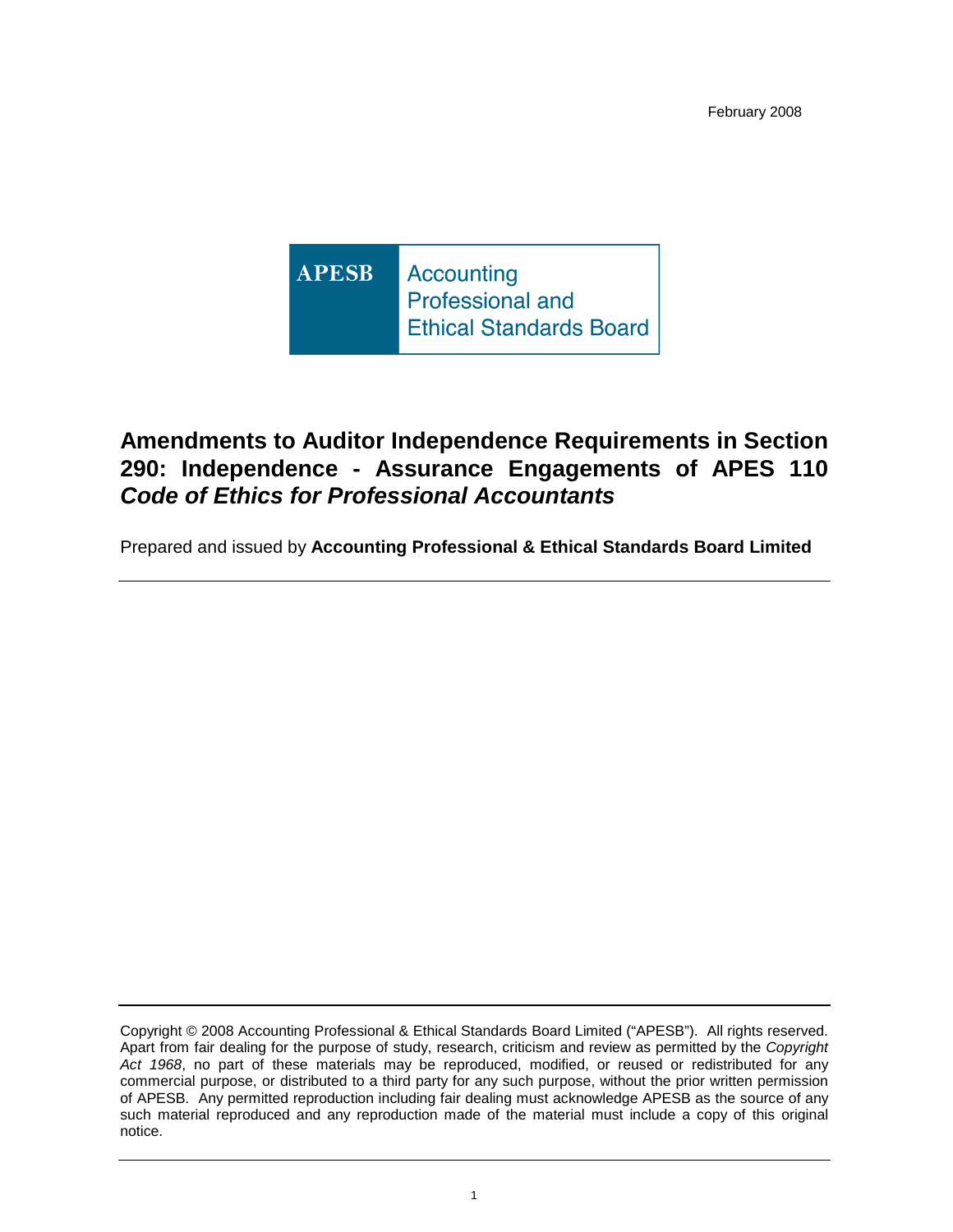February 2008

**APESB** Accounting Professional and Ethical Standards Board

# Amendments to Auditor Independence Requirements in Section 290: Independence - Assurance Engagements of APES 110 *Code of Ethics for Professional Accountants*

Prepared and issued by **Accounting Professional & Ethical Standards Board Limited**

---

Copyright © 2008 Accounting Professional & Ethical Standards Board Limited ("APESB"). All rights reserved. Apart from fair dealing for the purpose of study, research, criticism and review as permitted by the *Copyright Act 1968*, no part of these materials may be reproduced, modified, or reused or redistributed for any commercial purpose, or distributed to a third party for any such purpose, without the prior written permission of APESB. Any permitted reproduction including fair dealing must acknowledge APESB as the source of any such material reproduced and any reproduction made of the material must include a copy of this original notice.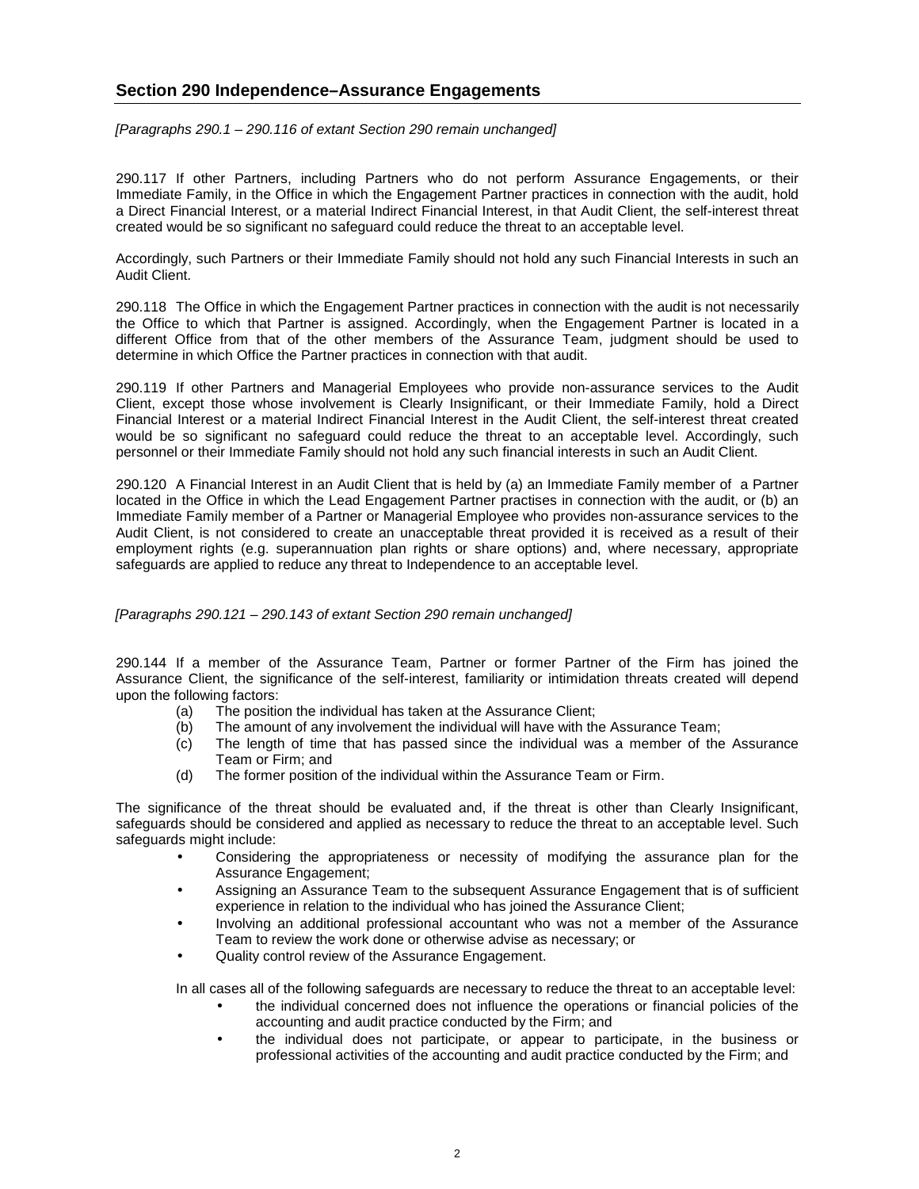## Section 290 Independence–Assurance Engagements

*[Paragraphs 290.1 – 290.116 of extant Section 290 remain unchanged]*

290.117 If other Partners, including Partners who do not perform Assurance Engagements, or their Immediate Family, in the Office in which the Engagement Partner practices in connection with the audit, hold a Direct Financial Interest, or a material Indirect Financial Interest, in that Audit Client, the self-interest threat created would be so significant no safeguard could reduce the threat to an acceptable level.

Accordingly, such Partners or their Immediate Family should not hold any such Financial Interests in such an Audit Client.

290.118 The Office in which the Engagement Partner practices in connection with the audit is not necessarily the Office to which that Partner is assigned. Accordingly, when the Engagement Partner is located in a different Office from that of the other members of the Assurance Team, judgment should be used to determine in which Office the Partner practices in connection with that audit.

290.119 If other Partners and Managerial Employees who provide non-assurance services to the Audit Client, except those whose involvement is Clearly Insignificant, or their Immediate Family, hold a Direct Financial Interest or a material Indirect Financial Interest in the Audit Client, the self-interest threat created would be so significant no safeguard could reduce the threat to an acceptable level. Accordingly, such personnel or their Immediate Family should not hold any such financial interests in such an Audit Client.

290.120 A Financial Interest in an Audit Client that is held by (a) an Immediate Family member of a Partner located in the Office in which the Lead Engagement Partner practises in connection with the audit, or (b) an Immediate Family member of a Partner or Managerial Employee who provides non-assurance services to the Audit Client, is not considered to create an unacceptable threat provided it is received as a result of their employment rights (e.g. superannuation plan rights or share options) and, where necessary, appropriate safeguards are applied to reduce any threat to Independence to an acceptable level.

*[Paragraphs 290.121 – 290.143 of extant Section 290 remain unchanged]*

290.144 If a member of the Assurance Team, Partner or former Partner of the Firm has joined the Assurance Client, the significance of the self-interest, familiarity or intimidation threats created will depend upon the following factors:

(a) The position the individual has taken at the Assurance Client;
(b) The amount of any involvement the individual will have with the Assurance Team;
(c) The length of time that has passed since the individual was a member of the Assurance Team or Firm; and
(d) The former position of the individual within the Assurance Team or Firm.

The significance of the threat should be evaluated and, if the threat is other than Clearly Insignificant, safeguards should be considered and applied as necessary to reduce the threat to an acceptable level. Such safeguards might include:

- Considering the appropriateness or necessity of modifying the assurance plan for the Assurance Engagement;
- Assigning an Assurance Team to the subsequent Assurance Engagement that is of sufficient experience in relation to the individual who has joined the Assurance Client;
- Involving an additional professional accountant who was not a member of the Assurance Team to review the work done or otherwise advise as necessary; or
- Quality control review of the Assurance Engagement.

In all cases all of the following safeguards are necessary to reduce the threat to an acceptable level:

- the individual concerned does not influence the operations or financial policies of the accounting and audit practice conducted by the Firm; and
- the individual does not participate, or appear to participate, in the business or professional activities of the accounting and audit practice conducted by the Firm; and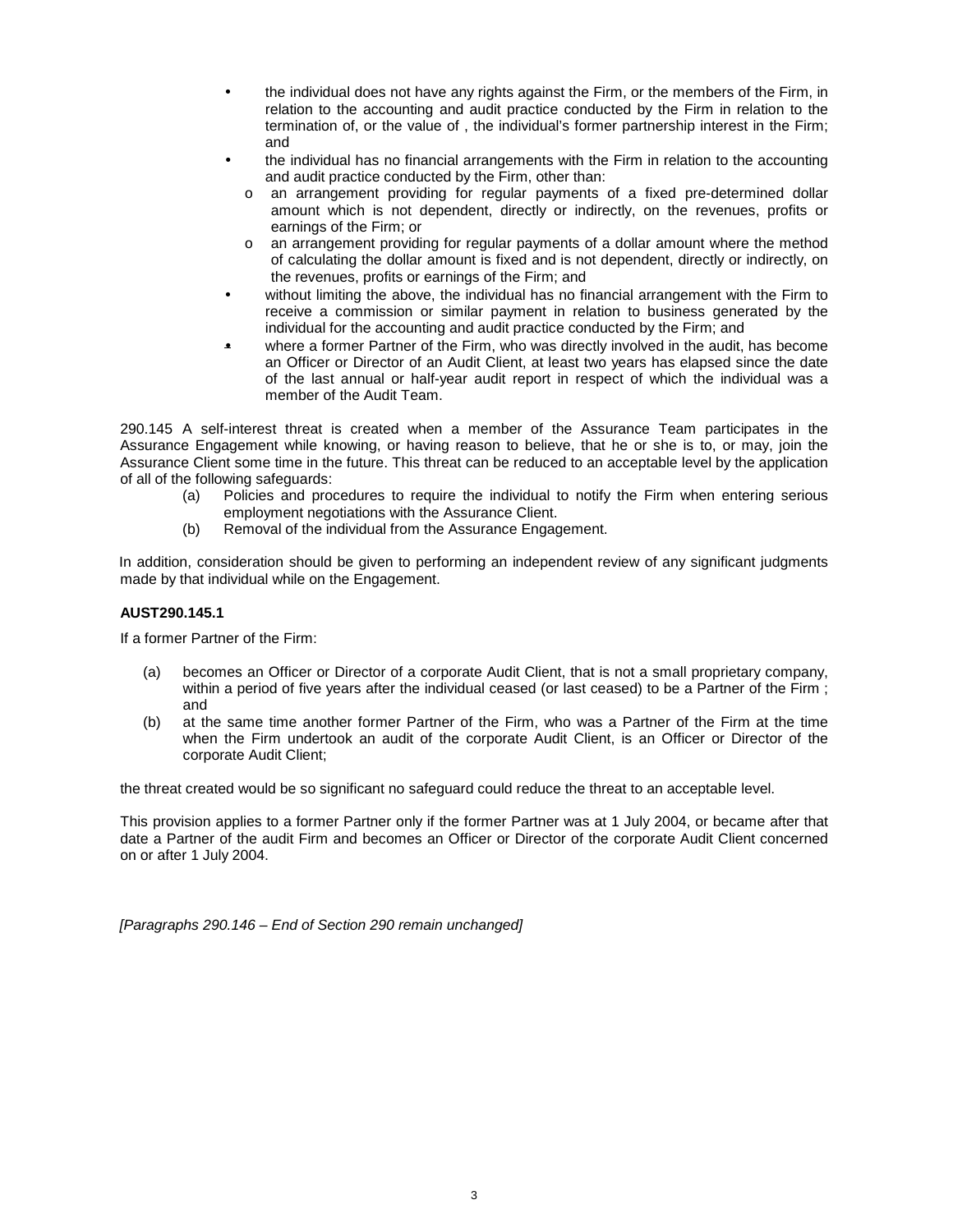- the individual does not have any rights against the Firm, or the members of the Firm, in relation to the accounting and audit practice conducted by the Firm in relation to the termination of, or the value of , the individual's former partnership interest in the Firm; and
- the individual has no financial arrangements with the Firm in relation to the accounting and audit practice conducted by the Firm, other than:
  - an arrangement providing for regular payments of a fixed pre-determined dollar amount which is not dependent, directly or indirectly, on the revenues, profits or earnings of the Firm; or
  - an arrangement providing for regular payments of a dollar amount where the method of calculating the dollar amount is fixed and is not dependent, directly or indirectly, on the revenues, profits or earnings of the Firm; and
- without limiting the above, the individual has no financial arrangement with the Firm to receive a commission or similar payment in relation to business generated by the individual for the accounting and audit practice conducted by the Firm; and
- where a former Partner of the Firm, who was directly involved in the audit, has become an Officer or Director of an Audit Client, at least two years has elapsed since the date of the last annual or half-year audit report in respect of which the individual was a member of the Audit Team.

290.145 A self-interest threat is created when a member of the Assurance Team participates in the Assurance Engagement while knowing, or having reason to believe, that he or she is to, or may, join the Assurance Client some time in the future. This threat can be reduced to an acceptable level by the application of all of the following safeguards:

(a) Policies and procedures to require the individual to notify the Firm when entering serious employment negotiations with the Assurance Client.

(b) Removal of the individual from the Assurance Engagement.

In addition, consideration should be given to performing an independent review of any significant judgments made by that individual while on the Engagement.

**AUST290.145.1**

If a former Partner of the Firm:

(a) becomes an Officer or Director of a corporate Audit Client, that is not a small proprietary company, within a period of five years after the individual ceased (or last ceased) to be a Partner of the Firm ; and

(b) at the same time another former Partner of the Firm, who was a Partner of the Firm at the time when the Firm undertook an audit of the corporate Audit Client, is an Officer or Director of the corporate Audit Client;

the threat created would be so significant no safeguard could reduce the threat to an acceptable level.

This provision applies to a former Partner only if the former Partner was at 1 July 2004, or became after that date a Partner of the audit Firm and becomes an Officer or Director of the corporate Audit Client concerned on or after 1 July 2004.

*[Paragraphs 290.146 – End of Section 290 remain unchanged]*